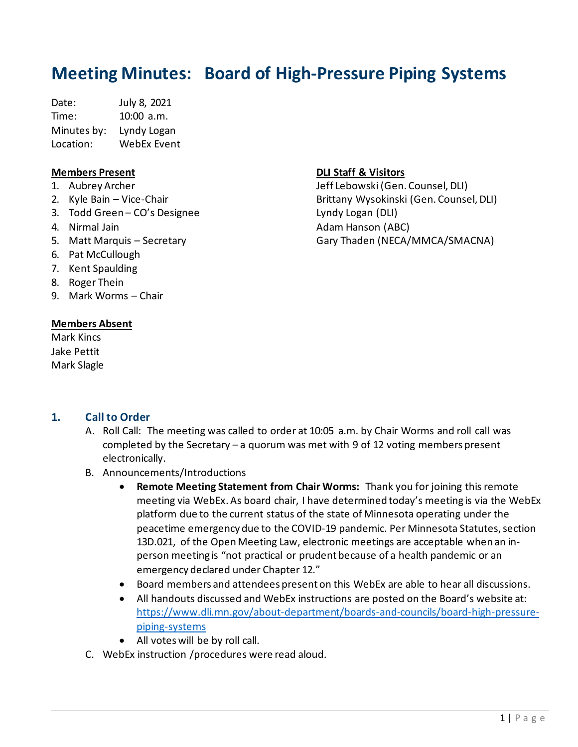# Meeting Minutes: Board of High-Pressure Piping Systems

Date: July 8, 2021
Time: 10:00 a.m.
Minutes by: Lyndy Logan
Location: WebEx Event

**Members Present**

1. Aubrey Archer
2. Kyle Bain – Vice-Chair
3. Todd Green – CO's Designee
4. Nirmal Jain
5. Matt Marquis – Secretary
6. Pat McCullough
7. Kent Spaulding
8. Roger Thein
9. Mark Worms – Chair

**Members Absent**

Mark Kincs
Jake Pettit
Mark Slagle

**DLI Staff & Visitors**

Jeff Lebowski (Gen. Counsel, DLI)
Brittany Wysokinski (Gen. Counsel, DLI)
Lyndy Logan (DLI)
Adam Hanson (ABC)
Gary Thaden (NECA/MMCA/SMACNA)

## 1. Call to Order

A. Roll Call: The meeting was called to order at 10:05 a.m. by Chair Worms and roll call was completed by the Secretary – a quorum was met with 9 of 12 voting members present electronically.

B. Announcements/Introductions

- **Remote Meeting Statement from Chair Worms:** Thank you for joining this remote meeting via WebEx. As board chair, I have determined today's meeting is via the WebEx platform due to the current status of the state of Minnesota operating under the peacetime emergency due to the COVID-19 pandemic. Per Minnesota Statutes, section 13D.021, of the Open Meeting Law, electronic meetings are acceptable when an in-person meeting is "not practical or prudent because of a health pandemic or an emergency declared under Chapter 12."
- Board members and attendees present on this WebEx are able to hear all discussions.
- All handouts discussed and WebEx instructions are posted on the Board's website at: https://www.dli.mn.gov/about-department/boards-and-councils/board-high-pressure-piping-systems
- All votes will be by roll call.

C. WebEx instruction /procedures were read aloud.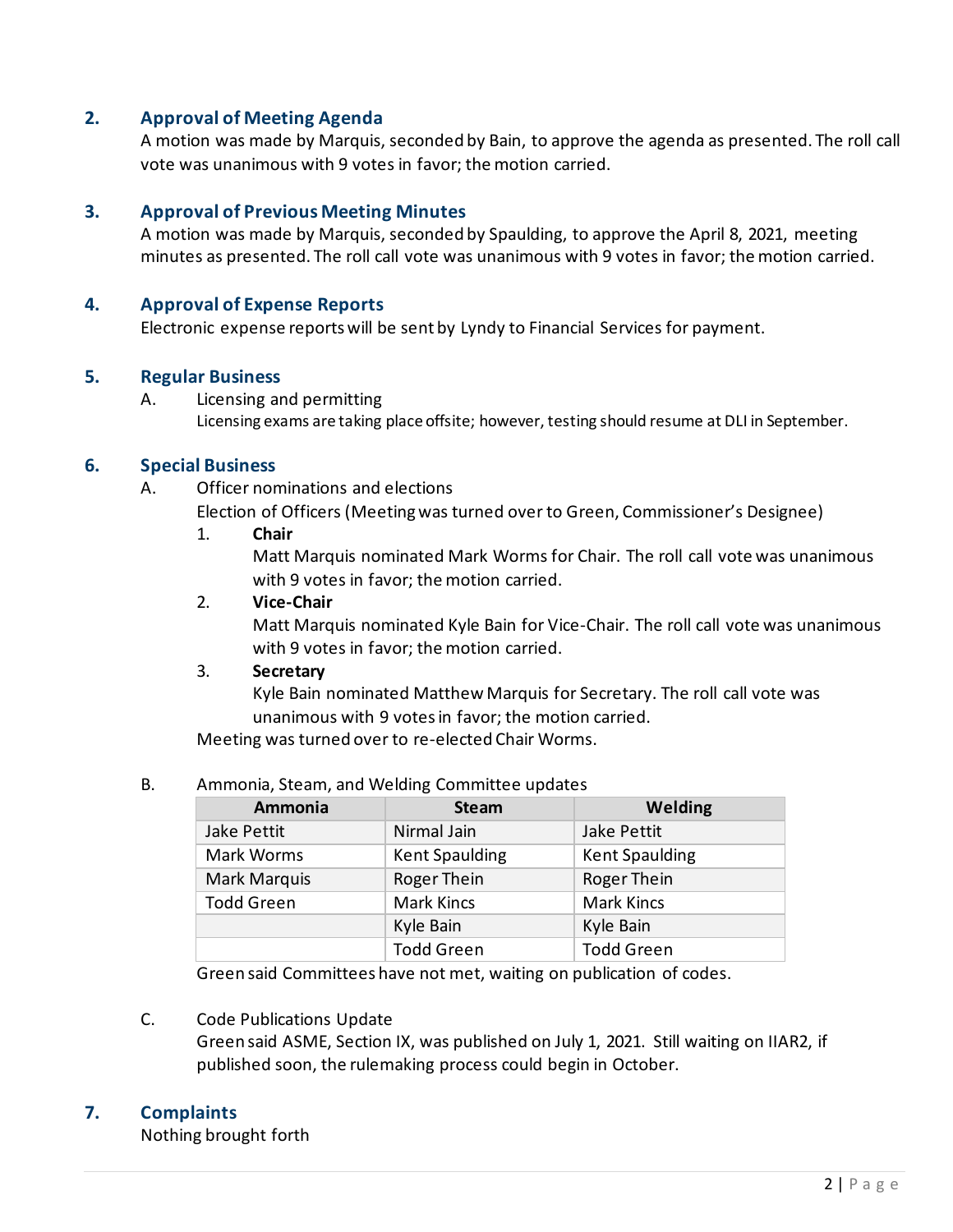## 2. Approval of Meeting Agenda

A motion was made by Marquis, seconded by Bain, to approve the agenda as presented. The roll call vote was unanimous with 9 votes in favor; the motion carried.

## 3. Approval of Previous Meeting Minutes

A motion was made by Marquis, seconded by Spaulding, to approve the April 8, 2021, meeting minutes as presented. The roll call vote was unanimous with 9 votes in favor; the motion carried.

## 4. Approval of Expense Reports

Electronic expense reports will be sent by Lyndy to Financial Services for payment.

## 5. Regular Business

A. Licensing and permitting

Licensing exams are taking place offsite; however, testing should resume at DLI in September.

## 6. Special Business

A. Officer nominations and elections

Election of Officers (Meeting was turned over to Green, Commissioner's Designee)

1. **Chair**

   Matt Marquis nominated Mark Worms for Chair. The roll call vote was unanimous with 9 votes in favor; the motion carried.

2. **Vice-Chair**

   Matt Marquis nominated Kyle Bain for Vice-Chair. The roll call vote was unanimous with 9 votes in favor; the motion carried.

3. **Secretary**

   Kyle Bain nominated Matthew Marquis for Secretary. The roll call vote was unanimous with 9 votes in favor; the motion carried.

Meeting was turned over to re-elected Chair Worms.

B. Ammonia, Steam, and Welding Committee updates

| Ammonia | Steam | Welding |
|---|---|---|
| Jake Pettit | Nirmal Jain | Jake Pettit |
| Mark Worms | Kent Spaulding | Kent Spaulding |
| Mark Marquis | Roger Thein | Roger Thein |
| Todd Green | Mark Kincs | Mark Kincs |
| | Kyle Bain | Kyle Bain |
| | Todd Green | Todd Green |

Green said Committees have not met, waiting on publication of codes.

C. Code Publications Update

Green said ASME, Section IX, was published on July 1, 2021. Still waiting on IIAR2, if published soon, the rulemaking process could begin in October.

## 7. Complaints

Nothing brought forth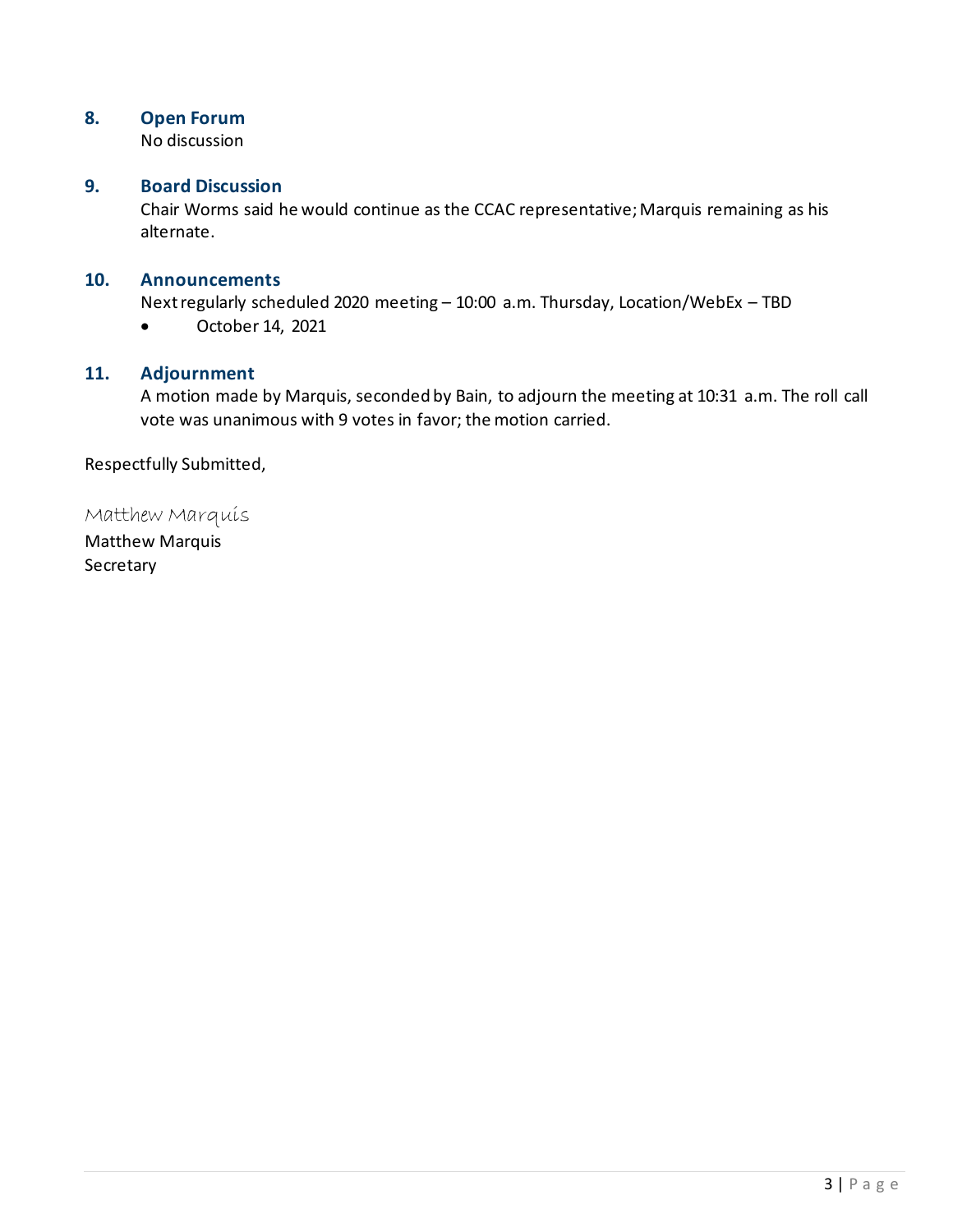## 8. Open Forum

No discussion

## 9. Board Discussion

Chair Worms said he would continue as the CCAC representative; Marquis remaining as his alternate.

## 10. Announcements

Next regularly scheduled 2020 meeting – 10:00 a.m. Thursday, Location/WebEx – TBD

- October 14, 2021

## 11. Adjournment

A motion made by Marquis, seconded by Bain, to adjourn the meeting at 10:31 a.m. The roll call vote was unanimous with 9 votes in favor; the motion carried.

Respectfully Submitted,

*Matthew Marquis*

Matthew Marquis
Secretary